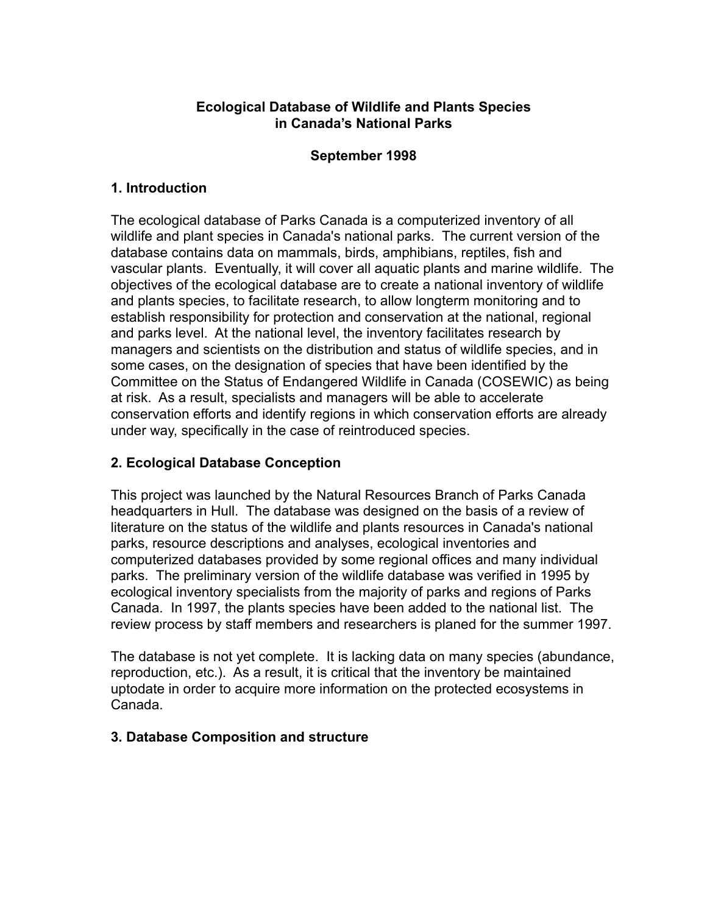# Ecological Database of Wildlife and Plants Species in Canada's National Parks

**September 1998**

## 1. Introduction

The ecological database of Parks Canada is a computerized inventory of all wildlife and plant species in Canada's national parks. The current version of the database contains data on mammals, birds, amphibians, reptiles, fish and vascular plants. Eventually, it will cover all aquatic plants and marine wildlife. The objectives of the ecological database are to create a national inventory of wildlife and plants species, to facilitate research, to allow longterm monitoring and to establish responsibility for protection and conservation at the national, regional and parks level. At the national level, the inventory facilitates research by managers and scientists on the distribution and status of wildlife species, and in some cases, on the designation of species that have been identified by the Committee on the Status of Endangered Wildlife in Canada (COSEWIC) as being at risk. As a result, specialists and managers will be able to accelerate conservation efforts and identify regions in which conservation efforts are already under way, specifically in the case of reintroduced species.

## 2. Ecological Database Conception

This project was launched by the Natural Resources Branch of Parks Canada headquarters in Hull. The database was designed on the basis of a review of literature on the status of the wildlife and plants resources in Canada's national parks, resource descriptions and analyses, ecological inventories and computerized databases provided by some regional offices and many individual parks. The preliminary version of the wildlife database was verified in 1995 by ecological inventory specialists from the majority of parks and regions of Parks Canada. In 1997, the plants species have been added to the national list. The review process by staff members and researchers is planed for the summer 1997.

The database is not yet complete. It is lacking data on many species (abundance, reproduction, etc.). As a result, it is critical that the inventory be maintained uptodate in order to acquire more information on the protected ecosystems in Canada.

## 3. Database Composition and structure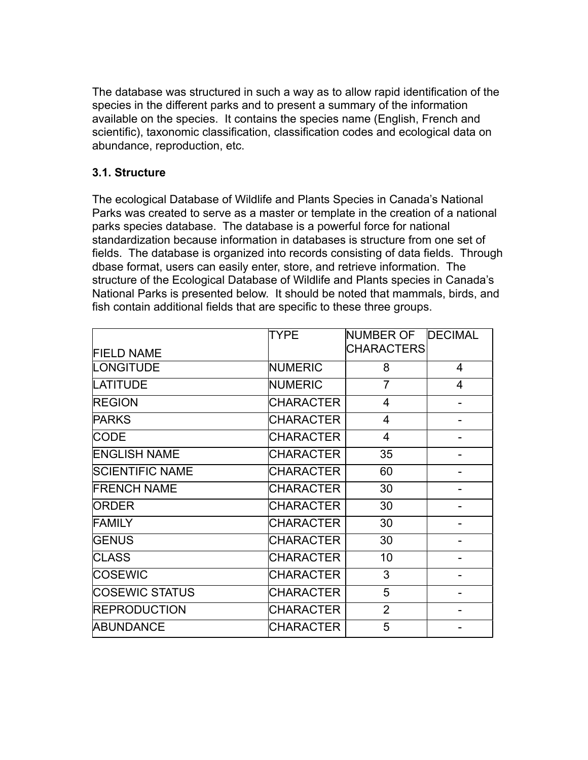The database was structured in such a way as to allow rapid identification of the species in the different parks and to present a summary of the information available on the species. It contains the species name (English, French and scientific), taxonomic classification, classification codes and ecological data on abundance, reproduction, etc.

### 3.1. Structure

The ecological Database of Wildlife and Plants Species in Canada's National Parks was created to serve as a master or template in the creation of a national parks species database. The database is a powerful force for national standardization because information in databases is structure from one set of fields. The database is organized into records consisting of data fields. Through dbase format, users can easily enter, store, and retrieve information. The structure of the Ecological Database of Wildlife and Plants species in Canada's National Parks is presented below. It should be noted that mammals, birds, and fish contain additional fields that are specific to these three groups.

| FIELD NAME | TYPE | NUMBER OF CHARACTERS | DECIMAL |
|---|---|---|---|
| LONGITUDE | NUMERIC | 8 | 4 |
| LATITUDE | NUMERIC | 7 | 4 |
| REGION | CHARACTER | 4 | - |
| PARKS | CHARACTER | 4 | - |
| CODE | CHARACTER | 4 | - |
| ENGLISH NAME | CHARACTER | 35 | - |
| SCIENTIFIC NAME | CHARACTER | 60 | - |
| FRENCH NAME | CHARACTER | 30 | - |
| ORDER | CHARACTER | 30 | - |
| FAMILY | CHARACTER | 30 | - |
| GENUS | CHARACTER | 30 | - |
| CLASS | CHARACTER | 10 | - |
| COSEWIC | CHARACTER | 3 | - |
| COSEWIC STATUS | CHARACTER | 5 | - |
| REPRODUCTION | CHARACTER | 2 | - |
| ABUNDANCE | CHARACTER | 5 | - |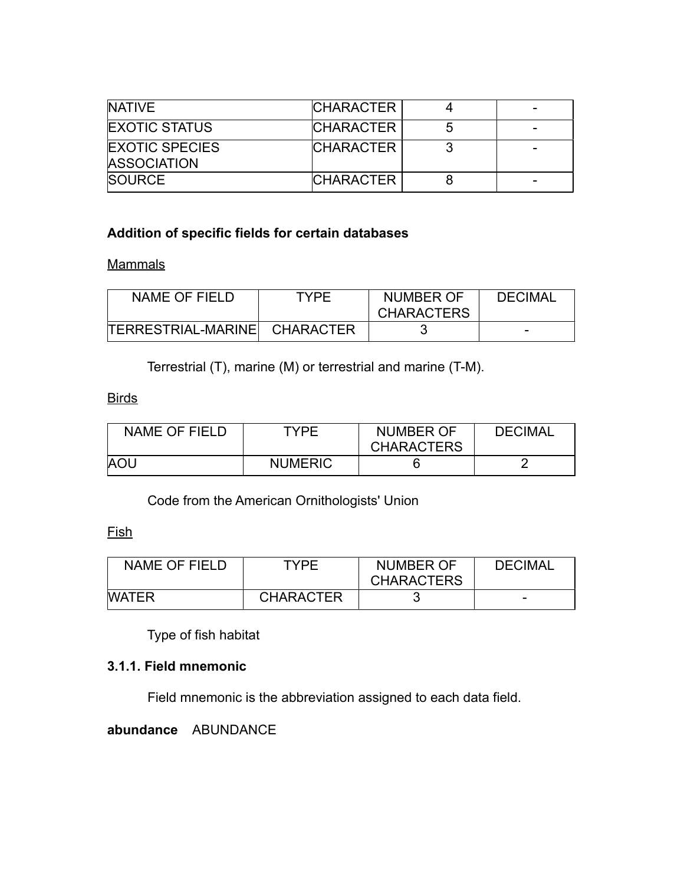| NATIVE | CHARACTER | 4 | - |
| --- | --- | --- | --- |
| EXOTIC STATUS | CHARACTER | 5 | - |
| EXOTIC SPECIES ASSOCIATION | CHARACTER | 3 | - |
| SOURCE | CHARACTER | 8 | - |

**Addition of specific fields for certain databases**

Mammals

| NAME OF FIELD | TYPE | NUMBER OF CHARACTERS | DECIMAL |
| --- | --- | --- | --- |
| TERRESTRIAL-MARINE | CHARACTER | 3 | - |

Terrestrial (T), marine (M) or terrestrial and marine (T-M).

Birds

| NAME OF FIELD | TYPE | NUMBER OF CHARACTERS | DECIMAL |
| --- | --- | --- | --- |
| AOU | NUMERIC | 6 | 2 |

Code from the American Ornithologists' Union

Fish

| NAME OF FIELD | TYPE | NUMBER OF CHARACTERS | DECIMAL |
| --- | --- | --- | --- |
| WATER | CHARACTER | 3 | - |

Type of fish habitat

### 3.1.1. Field mnemonic

Field mnemonic is the abbreviation assigned to each data field.

**abundance** ABUNDANCE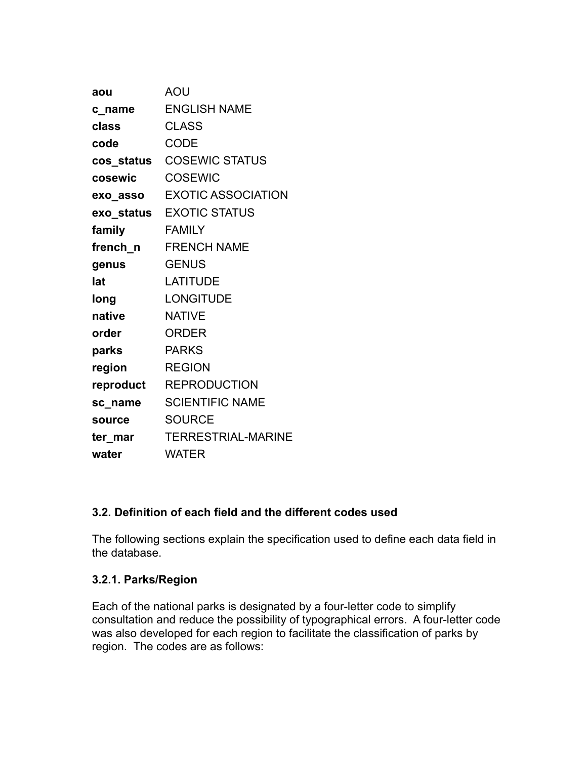| | |
|---|---|
| **aou** | AOU |
| **c_name** | ENGLISH NAME |
| **class** | CLASS |
| **code** | CODE |
| **cos_status** | COSEWIC STATUS |
| **cosewic** | COSEWIC |
| **exo_asso** | EXOTIC ASSOCIATION |
| **exo_status** | EXOTIC STATUS |
| **family** | FAMILY |
| **french_n** | FRENCH NAME |
| **genus** | GENUS |
| **lat** | LATITUDE |
| **long** | LONGITUDE |
| **native** | NATIVE |
| **order** | ORDER |
| **parks** | PARKS |
| **region** | REGION |
| **reproduct** | REPRODUCTION |
| **sc_name** | SCIENTIFIC NAME |
| **source** | SOURCE |
| **ter_mar** | TERRESTRIAL-MARINE |
| **water** | WATER |

### 3.2. Definition of each field and the different codes used

The following sections explain the specification used to define each data field in the database.

#### 3.2.1. Parks/Region

Each of the national parks is designated by a four-letter code to simplify consultation and reduce the possibility of typographical errors. A four-letter code was also developed for each region to facilitate the classification of parks by region. The codes are as follows: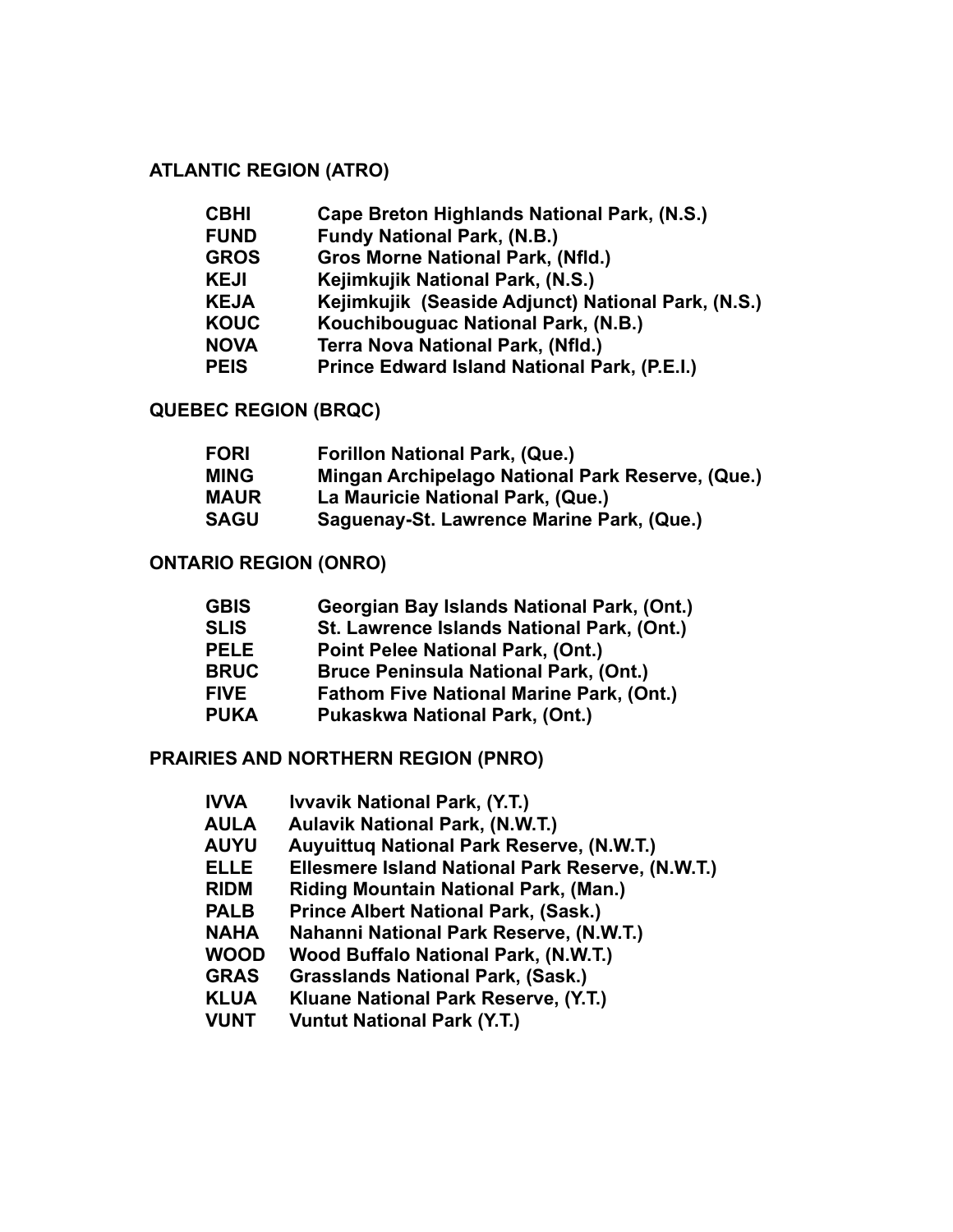## ATLANTIC REGION (ATRO)

| | |
|---|---|
| **CBHI** | **Cape Breton Highlands National Park, (N.S.)** |
| **FUND** | **Fundy National Park, (N.B.)** |
| **GROS** | **Gros Morne National Park, (Nfld.)** |
| **KEJI** | **Kejimkujik National Park, (N.S.)** |
| **KEJA** | **Kejimkujik (Seaside Adjunct) National Park, (N.S.)** |
| **KOUC** | **Kouchibouguac National Park, (N.B.)** |
| **NOVA** | **Terra Nova National Park, (Nfld.)** |
| **PEIS** | **Prince Edward Island National Park, (P.E.I.)** |

## QUEBEC REGION (BRQC)

| | |
|---|---|
| **FORI** | **Forillon National Park, (Que.)** |
| **MING** | **Mingan Archipelago National Park Reserve, (Que.)** |
| **MAUR** | **La Mauricie National Park, (Que.)** |
| **SAGU** | **Saguenay-St. Lawrence Marine Park, (Que.)** |

## ONTARIO REGION (ONRO)

| | |
|---|---|
| **GBIS** | **Georgian Bay Islands National Park, (Ont.)** |
| **SLIS** | **St. Lawrence Islands National Park, (Ont.)** |
| **PELE** | **Point Pelee National Park, (Ont.)** |
| **BRUC** | **Bruce Peninsula National Park, (Ont.)** |
| **FIVE** | **Fathom Five National Marine Park, (Ont.)** |
| **PUKA** | **Pukaskwa National Park, (Ont.)** |

## PRAIRIES AND NORTHERN REGION (PNRO)

| | |
|---|---|
| **IVVA** | **Ivvavik National Park, (Y.T.)** |
| **AULA** | **Aulavik National Park, (N.W.T.)** |
| **AUYU** | **Auyuittuq National Park Reserve, (N.W.T.)** |
| **ELLE** | **Ellesmere Island National Park Reserve, (N.W.T.)** |
| **RIDM** | **Riding Mountain National Park, (Man.)** |
| **PALB** | **Prince Albert National Park, (Sask.)** |
| **NAHA** | **Nahanni National Park Reserve, (N.W.T.)** |
| **WOOD** | **Wood Buffalo National Park, (N.W.T.)** |
| **GRAS** | **Grasslands National Park, (Sask.)** |
| **KLUA** | **Kluane National Park Reserve, (Y.T.)** |
| **VUNT** | **Vuntut National Park (Y.T.)** |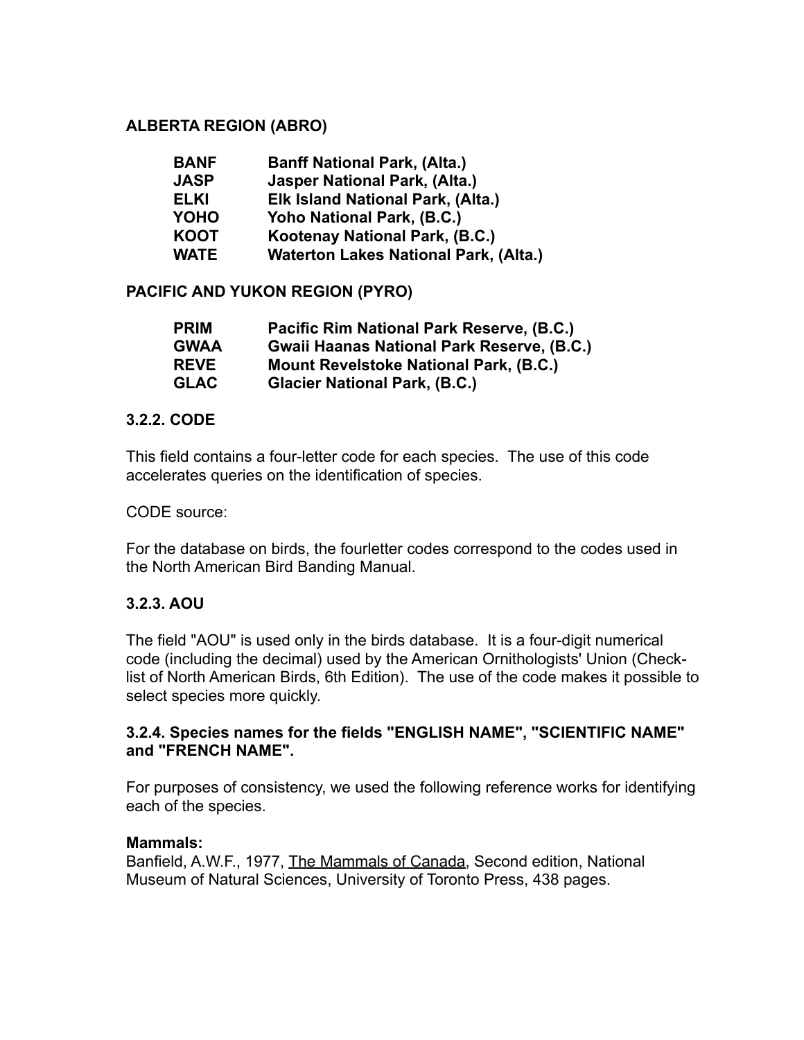**ALBERTA REGION (ABRO)**

| | |
|---|---|
| **BANF** | **Banff National Park, (Alta.)** |
| **JASP** | **Jasper National Park, (Alta.)** |
| **ELKI** | **Elk Island National Park, (Alta.)** |
| **YOHO** | **Yoho National Park, (B.C.)** |
| **KOOT** | **Kootenay National Park, (B.C.)** |
| **WATE** | **Waterton Lakes National Park, (Alta.)** |

**PACIFIC AND YUKON REGION (PYRO)**

| | |
|---|---|
| **PRIM** | **Pacific Rim National Park Reserve, (B.C.)** |
| **GWAA** | **Gwaii Haanas National Park Reserve, (B.C.)** |
| **REVE** | **Mount Revelstoke National Park, (B.C.)** |
| **GLAC** | **Glacier National Park, (B.C.)** |

### 3.2.2. CODE

This field contains a four-letter code for each species. The use of this code accelerates queries on the identification of species.

CODE source:

For the database on birds, the fourletter codes correspond to the codes used in the North American Bird Banding Manual.

### 3.2.3. AOU

The field "AOU" is used only in the birds database. It is a four-digit numerical code (including the decimal) used by the American Ornithologists' Union (Check-list of North American Birds, 6th Edition). The use of the code makes it possible to select species more quickly.

### 3.2.4. Species names for the fields "ENGLISH NAME", "SCIENTIFIC NAME" and "FRENCH NAME".

For purposes of consistency, we used the following reference works for identifying each of the species.

**Mammals:**
Banfield, A.W.F., 1977, The Mammals of Canada, Second edition, National Museum of Natural Sciences, University of Toronto Press, 438 pages.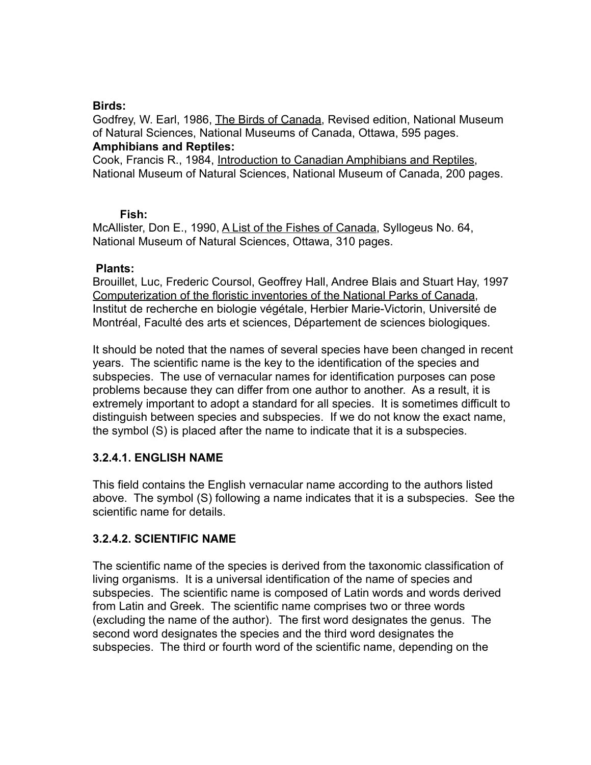**Birds:**
Godfrey, W. Earl, 1986, The Birds of Canada, Revised edition, National Museum of Natural Sciences, National Museums of Canada, Ottawa, 595 pages.

**Amphibians and Reptiles:**
Cook, Francis R., 1984, Introduction to Canadian Amphibians and Reptiles, National Museum of Natural Sciences, National Museum of Canada, 200 pages.

**Fish:**
McAllister, Don E., 1990, A List of the Fishes of Canada, Syllogeus No. 64, National Museum of Natural Sciences, Ottawa, 310 pages.

**Plants:**
Brouillet, Luc, Frederic Coursol, Geoffrey Hall, Andree Blais and Stuart Hay, 1997 Computerization of the floristic inventories of the National Parks of Canada, Institut de recherche en biologie végétale, Herbier Marie-Victorin, Université de Montréal, Faculté des arts et sciences, Département de sciences biologiques.

It should be noted that the names of several species have been changed in recent years. The scientific name is the key to the identification of the species and subspecies. The use of vernacular names for identification purposes can pose problems because they can differ from one author to another. As a result, it is extremely important to adopt a standard for all species. It is sometimes difficult to distinguish between species and subspecies. If we do not know the exact name, the symbol (S) is placed after the name to indicate that it is a subspecies.

### 3.2.4.1. ENGLISH NAME

This field contains the English vernacular name according to the authors listed above. The symbol (S) following a name indicates that it is a subspecies. See the scientific name for details.

### 3.2.4.2. SCIENTIFIC NAME

The scientific name of the species is derived from the taxonomic classification of living organisms. It is a universal identification of the name of species and subspecies. The scientific name is composed of Latin words and words derived from Latin and Greek. The scientific name comprises two or three words (excluding the name of the author). The first word designates the genus. The second word designates the species and the third word designates the subspecies. The third or fourth word of the scientific name, depending on the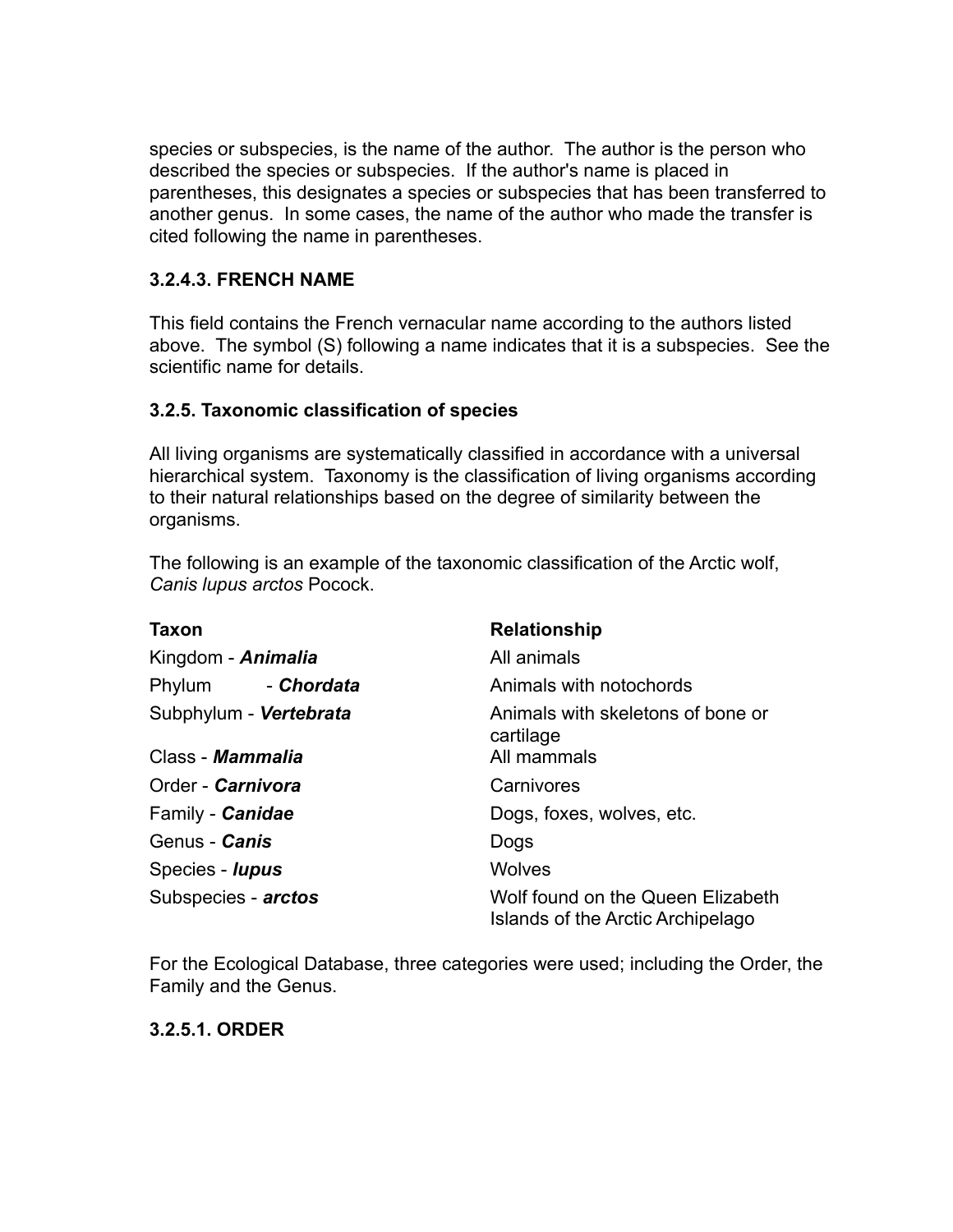species or subspecies, is the name of the author. The author is the person who described the species or subspecies. If the author's name is placed in parentheses, this designates a species or subspecies that has been transferred to another genus. In some cases, the name of the author who made the transfer is cited following the name in parentheses.

#### 3.2.4.3. FRENCH NAME

This field contains the French vernacular name according to the authors listed above. The symbol (S) following a name indicates that it is a subspecies. See the scientific name for details.

### 3.2.5. Taxonomic classification of species

All living organisms are systematically classified in accordance with a universal hierarchical system. Taxonomy is the classification of living organisms according to their natural relationships based on the degree of similarity between the organisms.

The following is an example of the taxonomic classification of the Arctic wolf, *Canis lupus arctos* Pocock.

| Taxon | Relationship |
| --- | --- |
| Kingdom - ***Animalia*** | All animals |
| Phylum - ***Chordata*** | Animals with notochords |
| Subphylum - ***Vertebrata*** | Animals with skeletons of bone or cartilage |
| Class - ***Mammalia*** | All mammals |
| Order - ***Carnivora*** | Carnivores |
| Family - ***Canidae*** | Dogs, foxes, wolves, etc. |
| Genus - ***Canis*** | Dogs |
| Species - ***lupus*** | Wolves |
| Subspecies - ***arctos*** | Wolf found on the Queen Elizabeth Islands of the Arctic Archipelago |

For the Ecological Database, three categories were used; including the Order, the Family and the Genus.

#### 3.2.5.1. ORDER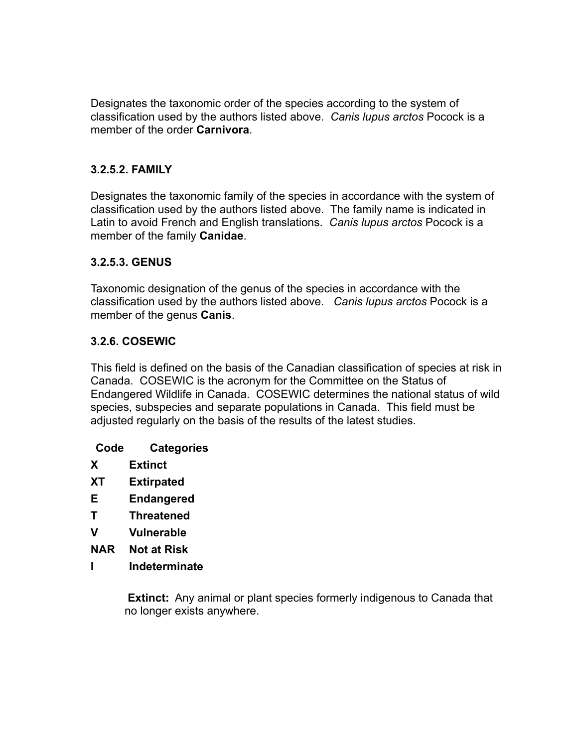Designates the taxonomic order of the species according to the system of classification used by the authors listed above. *Canis lupus arctos* Pocock is a member of the order **Carnivora**.

### 3.2.5.2. FAMILY

Designates the taxonomic family of the species in accordance with the system of classification used by the authors listed above. The family name is indicated in Latin to avoid French and English translations. *Canis lupus arctos* Pocock is a member of the family **Canidae**.

### 3.2.5.3. GENUS

Taxonomic designation of the genus of the species in accordance with the classification used by the authors listed above. *Canis lupus arctos* Pocock is a member of the genus **Canis**.

### 3.2.6. COSEWIC

This field is defined on the basis of the Canadian classification of species at risk in Canada. COSEWIC is the acronym for the Committee on the Status of Endangered Wildlife in Canada. COSEWIC determines the national status of wild species, subspecies and separate populations in Canada. This field must be adjusted regularly on the basis of the results of the latest studies.

| Code | Categories |
|---|---|
| **X** | **Extinct** |
| **XT** | **Extirpated** |
| **E** | **Endangered** |
| **T** | **Threatened** |
| **V** | **Vulnerable** |
| **NAR** | **Not at Risk** |
| **I** | **Indeterminate** |

**Extinct:** Any animal or plant species formerly indigenous to Canada that no longer exists anywhere.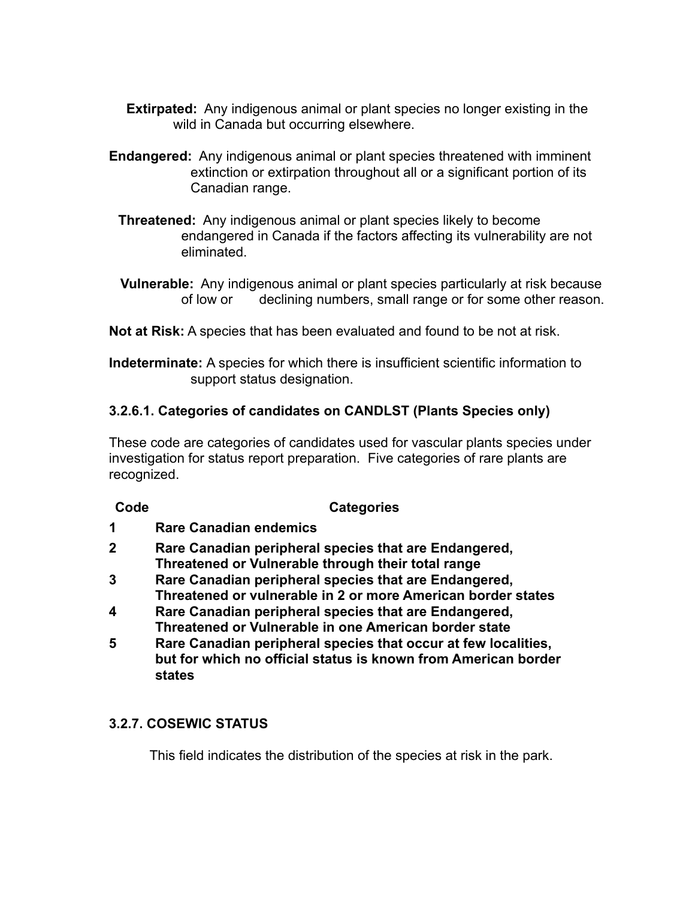**Extirpated:** Any indigenous animal or plant species no longer existing in the wild in Canada but occurring elsewhere.

**Endangered:** Any indigenous animal or plant species threatened with imminent extinction or extirpation throughout all or a significant portion of its Canadian range.

**Threatened:** Any indigenous animal or plant species likely to become endangered in Canada if the factors affecting its vulnerability are not eliminated.

**Vulnerable:** Any indigenous animal or plant species particularly at risk because of low or declining numbers, small range or for some other reason.

**Not at Risk:** A species that has been evaluated and found to be not at risk.

**Indeterminate:** A species for which there is insufficient scientific information to support status designation.

### 3.2.6.1. Categories of candidates on CANDLST (Plants Species only)

These code are categories of candidates used for vascular plants species under investigation for status report preparation. Five categories of rare plants are recognized.

| Code | Categories |
|---|---|
| **1** | **Rare Canadian endemics** |
| **2** | **Rare Canadian peripheral species that are Endangered, Threatened or Vulnerable through their total range** |
| **3** | **Rare Canadian peripheral species that are Endangered, Threatened or vulnerable in 2 or more American border states** |
| **4** | **Rare Canadian peripheral species that are Endangered, Threatened or Vulnerable in one American border state** |
| **5** | **Rare Canadian peripheral species that occur at few localities, but for which no official status is known from American border states** |

### 3.2.7. COSEWIC STATUS

This field indicates the distribution of the species at risk in the park.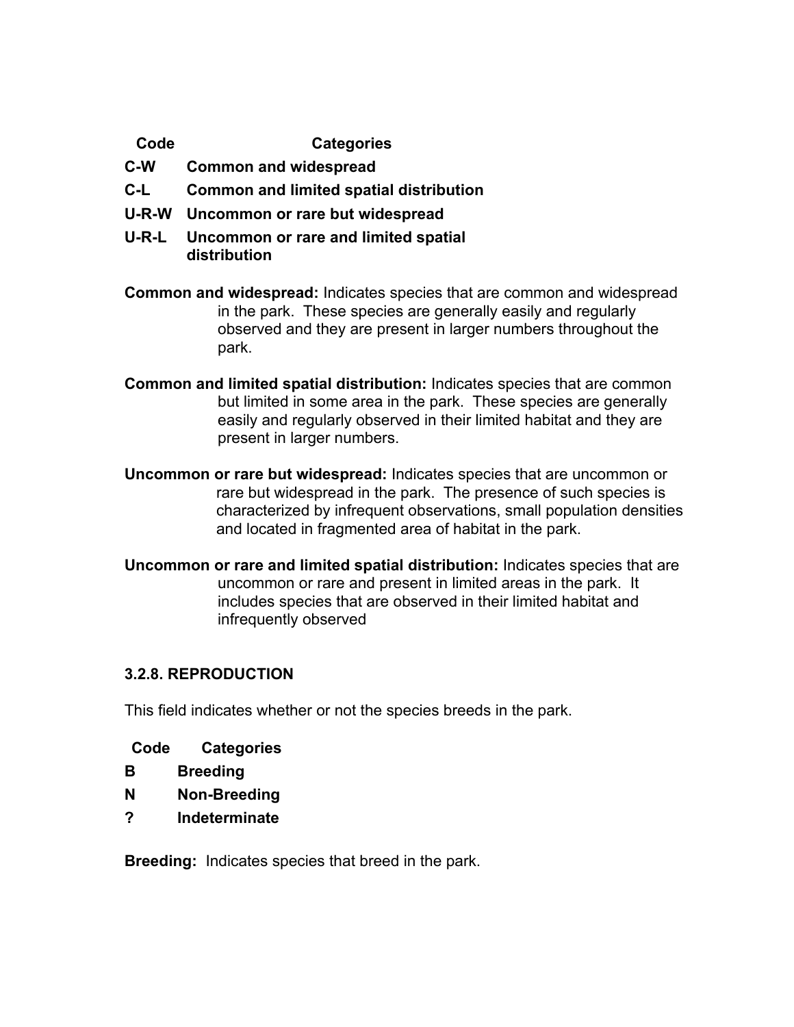| Code | Categories |
|---|---|
| **C-W** | **Common and widespread** |
| **C-L** | **Common and limited spatial distribution** |
| **U-R-W** | **Uncommon or rare but widespread** |
| **U-R-L** | **Uncommon or rare and limited spatial distribution** |

**Common and widespread:** Indicates species that are common and widespread in the park. These species are generally easily and regularly observed and they are present in larger numbers throughout the park.

**Common and limited spatial distribution:** Indicates species that are common but limited in some area in the park. These species are generally easily and regularly observed in their limited habitat and they are present in larger numbers.

**Uncommon or rare but widespread:** Indicates species that are uncommon or rare but widespread in the park. The presence of such species is characterized by infrequent observations, small population densities and located in fragmented area of habitat in the park.

**Uncommon or rare and limited spatial distribution:** Indicates species that are uncommon or rare and present in limited areas in the park. It includes species that are observed in their limited habitat and infrequently observed

### 3.2.8. REPRODUCTION

This field indicates whether or not the species breeds in the park.

| Code | Categories |
|---|---|
| **B** | **Breeding** |
| **N** | **Non-Breeding** |
| **?** | **Indeterminate** |

**Breeding:** Indicates species that breed in the park.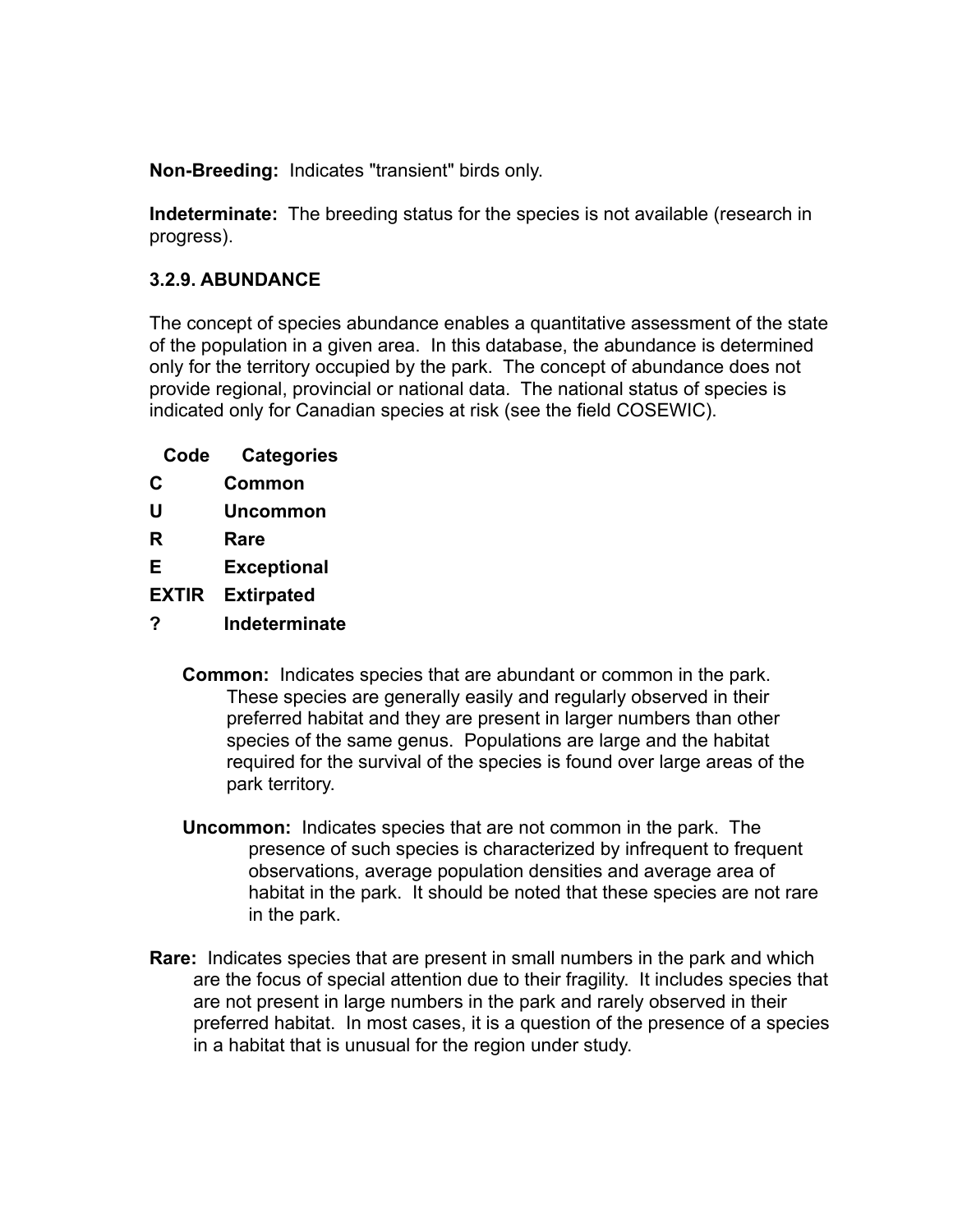**Non-Breeding:** Indicates "transient" birds only.

**Indeterminate:** The breeding status for the species is not available (research in progress).

### 3.2.9. ABUNDANCE

The concept of species abundance enables a quantitative assessment of the state of the population in a given area. In this database, the abundance is determined only for the territory occupied by the park. The concept of abundance does not provide regional, provincial or national data. The national status of species is indicated only for Canadian species at risk (see the field COSEWIC).

| Code | Categories |
|---|---|
| **C** | **Common** |
| **U** | **Uncommon** |
| **R** | **Rare** |
| **E** | **Exceptional** |
| **EXTIR** | **Extirpated** |
| **?** | **Indeterminate** |

**Common:** Indicates species that are abundant or common in the park. These species are generally easily and regularly observed in their preferred habitat and they are present in larger numbers than other species of the same genus. Populations are large and the habitat required for the survival of the species is found over large areas of the park territory.

**Uncommon:** Indicates species that are not common in the park. The presence of such species is characterized by infrequent to frequent observations, average population densities and average area of habitat in the park. It should be noted that these species are not rare in the park.

**Rare:** Indicates species that are present in small numbers in the park and which are the focus of special attention due to their fragility. It includes species that are not present in large numbers in the park and rarely observed in their preferred habitat. In most cases, it is a question of the presence of a species in a habitat that is unusual for the region under study.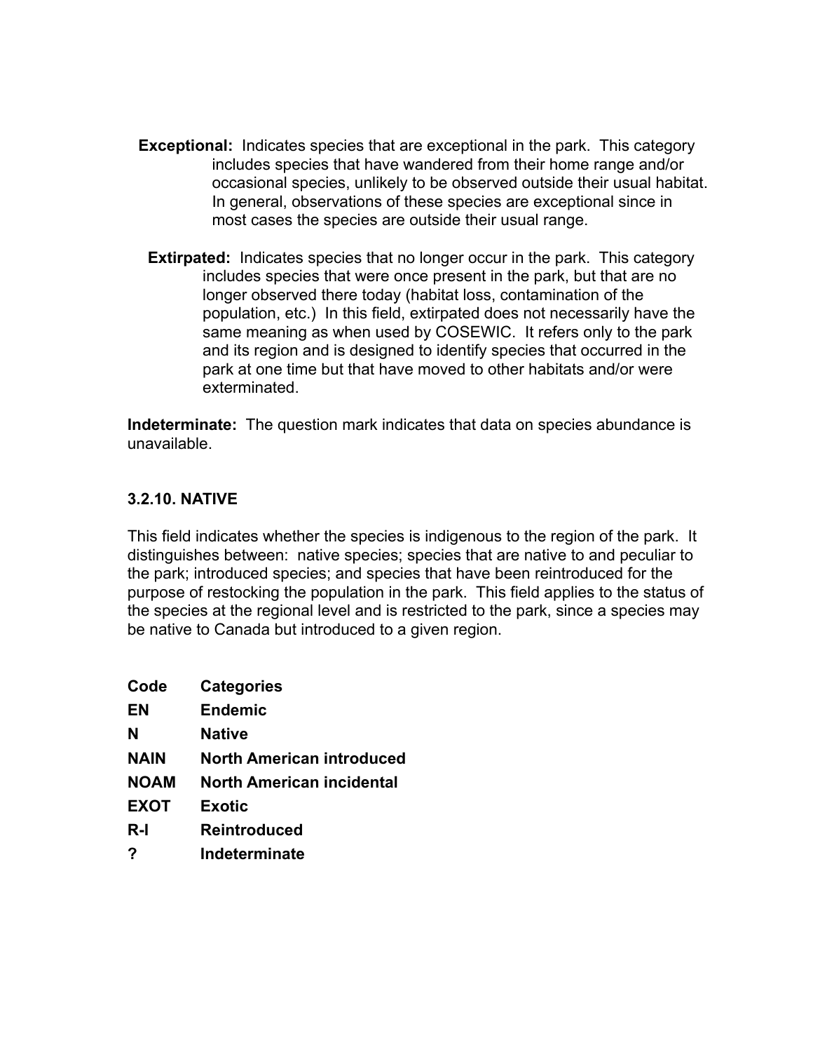**Exceptional:** Indicates species that are exceptional in the park. This category includes species that have wandered from their home range and/or occasional species, unlikely to be observed outside their usual habitat. In general, observations of these species are exceptional since in most cases the species are outside their usual range.

**Extirpated:** Indicates species that no longer occur in the park. This category includes species that were once present in the park, but that are no longer observed there today (habitat loss, contamination of the population, etc.) In this field, extirpated does not necessarily have the same meaning as when used by COSEWIC. It refers only to the park and its region and is designed to identify species that occurred in the park at one time but that have moved to other habitats and/or were exterminated.

**Indeterminate:** The question mark indicates that data on species abundance is unavailable.

### 3.2.10. NATIVE

This field indicates whether the species is indigenous to the region of the park. It distinguishes between: native species; species that are native to and peculiar to the park; introduced species; and species that have been reintroduced for the purpose of restocking the population in the park. This field applies to the status of the species at the regional level and is restricted to the park, since a species may be native to Canada but introduced to a given region.

| Code | Categories |
|---|---|
| EN | Endemic |
| N | Native |
| NAIN | North American introduced |
| NOAM | North American incidental |
| EXOT | Exotic |
| R-I | Reintroduced |
| ? | Indeterminate |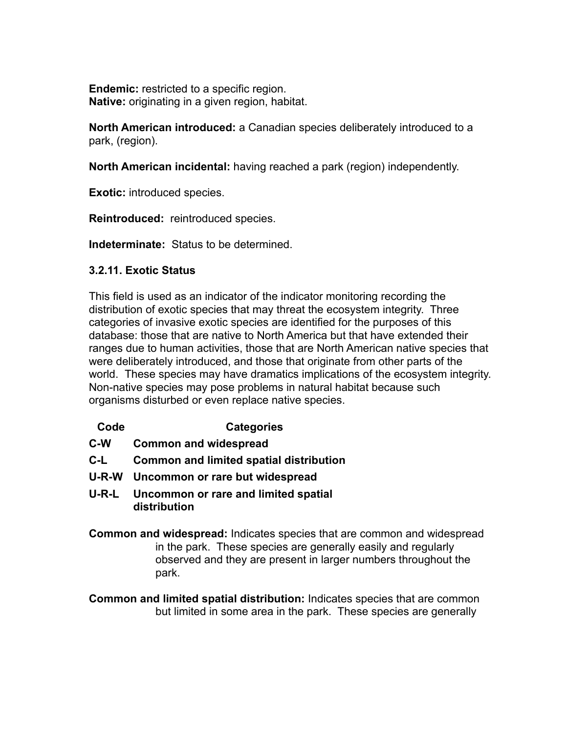**Endemic:** restricted to a specific region.
**Native:** originating in a given region, habitat.

**North American introduced:** a Canadian species deliberately introduced to a park, (region).

**North American incidental:** having reached a park (region) independently.

**Exotic:** introduced species.

**Reintroduced:** reintroduced species.

**Indeterminate:** Status to be determined.

### 3.2.11. Exotic Status

This field is used as an indicator of the indicator monitoring recording the distribution of exotic species that may threat the ecosystem integrity. Three categories of invasive exotic species are identified for the purposes of this database: those that are native to North America but that have extended their ranges due to human activities, those that are North American native species that were deliberately introduced, and those that originate from other parts of the world. These species may have dramatics implications of the ecosystem integrity. Non-native species may pose problems in natural habitat because such organisms disturbed or even replace native species.

| Code | Categories |
|---|---|
| **C-W** | **Common and widespread** |
| **C-L** | **Common and limited spatial distribution** |
| **U-R-W** | **Uncommon or rare but widespread** |
| **U-R-L** | **Uncommon or rare and limited spatial distribution** |

**Common and widespread:** Indicates species that are common and widespread in the park. These species are generally easily and regularly observed and they are present in larger numbers throughout the park.

**Common and limited spatial distribution:** Indicates species that are common but limited in some area in the park. These species are generally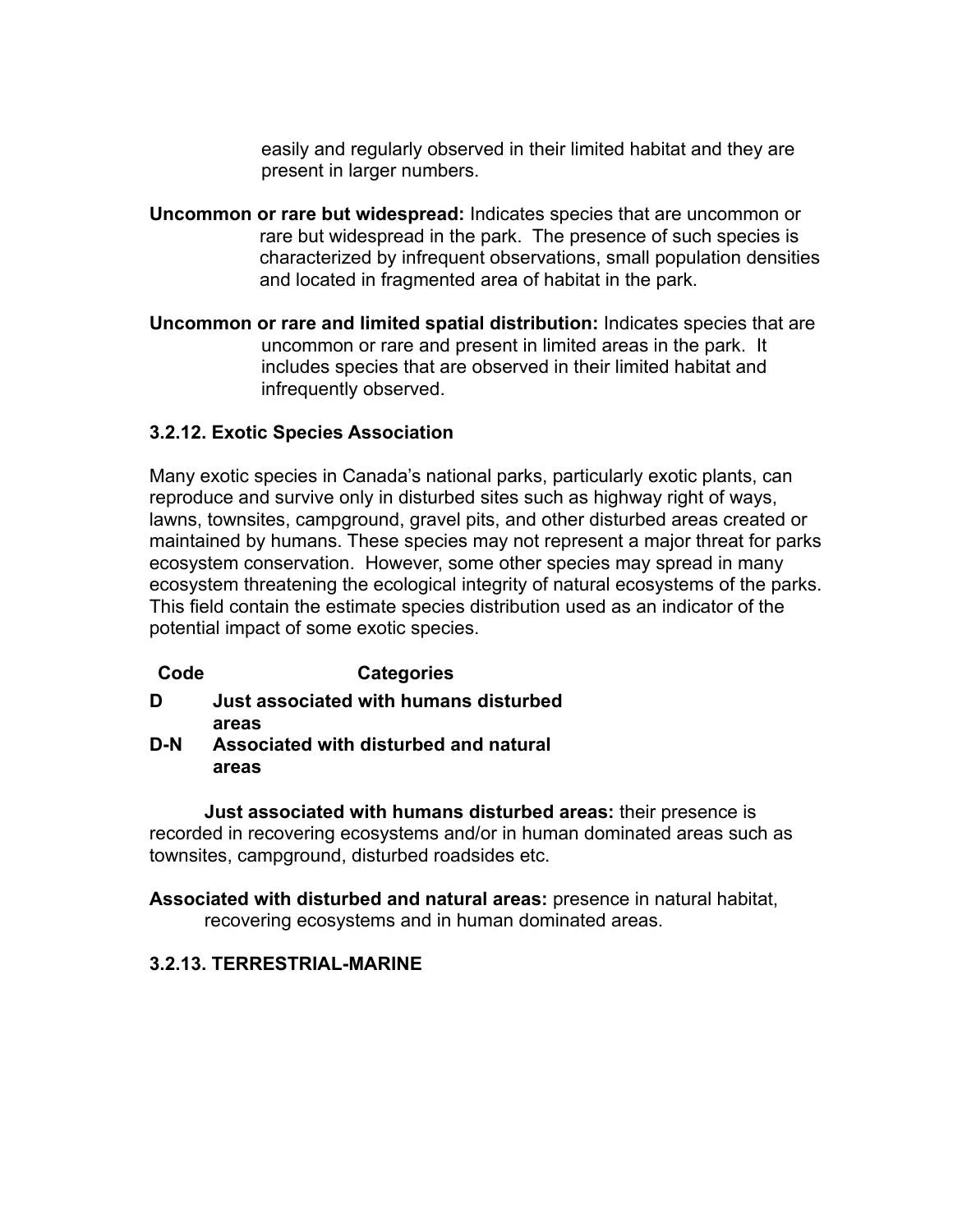easily and regularly observed in their limited habitat and they are present in larger numbers.

**Uncommon or rare but widespread:** Indicates species that are uncommon or rare but widespread in the park. The presence of such species is characterized by infrequent observations, small population densities and located in fragmented area of habitat in the park.

**Uncommon or rare and limited spatial distribution:** Indicates species that are uncommon or rare and present in limited areas in the park. It includes species that are observed in their limited habitat and infrequently observed.

### 3.2.12. Exotic Species Association

Many exotic species in Canada's national parks, particularly exotic plants, can reproduce and survive only in disturbed sites such as highway right of ways, lawns, townsites, campground, gravel pits, and other disturbed areas created or maintained by humans. These species may not represent a major threat for parks ecosystem conservation. However, some other species may spread in many ecosystem threatening the ecological integrity of natural ecosystems of the parks. This field contain the estimate species distribution used as an indicator of the potential impact of some exotic species.

| Code | Categories |
|---|---|
| **D** | **Just associated with humans disturbed areas** |
| **D-N** | **Associated with disturbed and natural areas** |

**Just associated with humans disturbed areas:** their presence is recorded in recovering ecosystems and/or in human dominated areas such as townsites, campground, disturbed roadsides etc.

**Associated with disturbed and natural areas:** presence in natural habitat, recovering ecosystems and in human dominated areas.

### 3.2.13. TERRESTRIAL-MARINE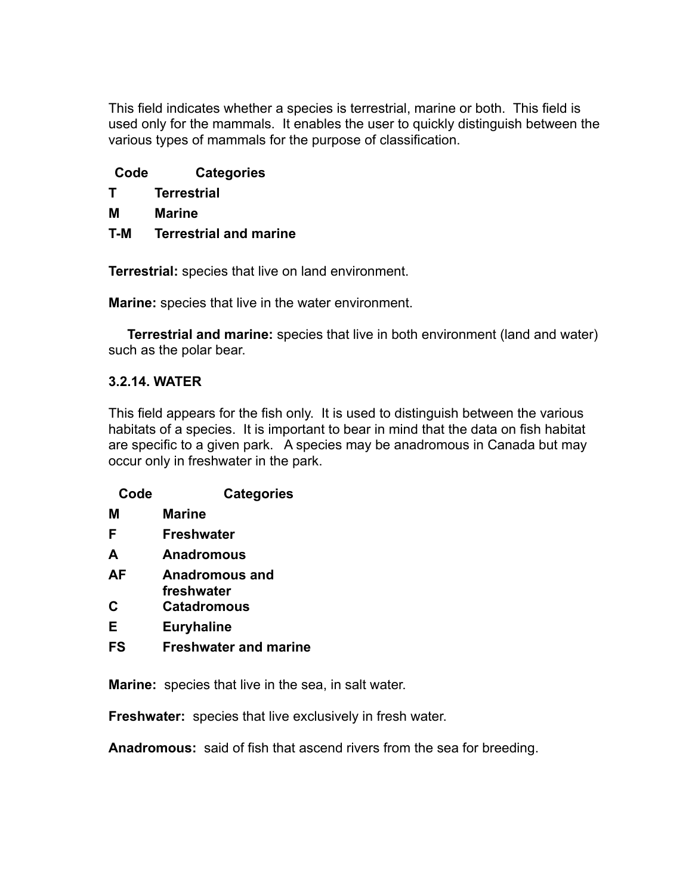This field indicates whether a species is terrestrial, marine or both. This field is used only for the mammals. It enables the user to quickly distinguish between the various types of mammals for the purpose of classification.

| Code | Categories |
|---|---|
| **T** | **Terrestrial** |
| **M** | **Marine** |
| **T-M** | **Terrestrial and marine** |

**Terrestrial:** species that live on land environment.

**Marine:** species that live in the water environment.

**Terrestrial and marine:** species that live in both environment (land and water) such as the polar bear.

### 3.2.14. WATER

This field appears for the fish only. It is used to distinguish between the various habitats of a species. It is important to bear in mind that the data on fish habitat are specific to a given park. A species may be anadromous in Canada but may occur only in freshwater in the park.

| Code | Categories |
|---|---|
| **M** | **Marine** |
| **F** | **Freshwater** |
| **A** | **Anadromous** |
| **AF** | **Anadromous and freshwater** |
| **C** | **Catadromous** |
| **E** | **Euryhaline** |
| **FS** | **Freshwater and marine** |

**Marine:** species that live in the sea, in salt water.

**Freshwater:** species that live exclusively in fresh water.

**Anadromous:** said of fish that ascend rivers from the sea for breeding.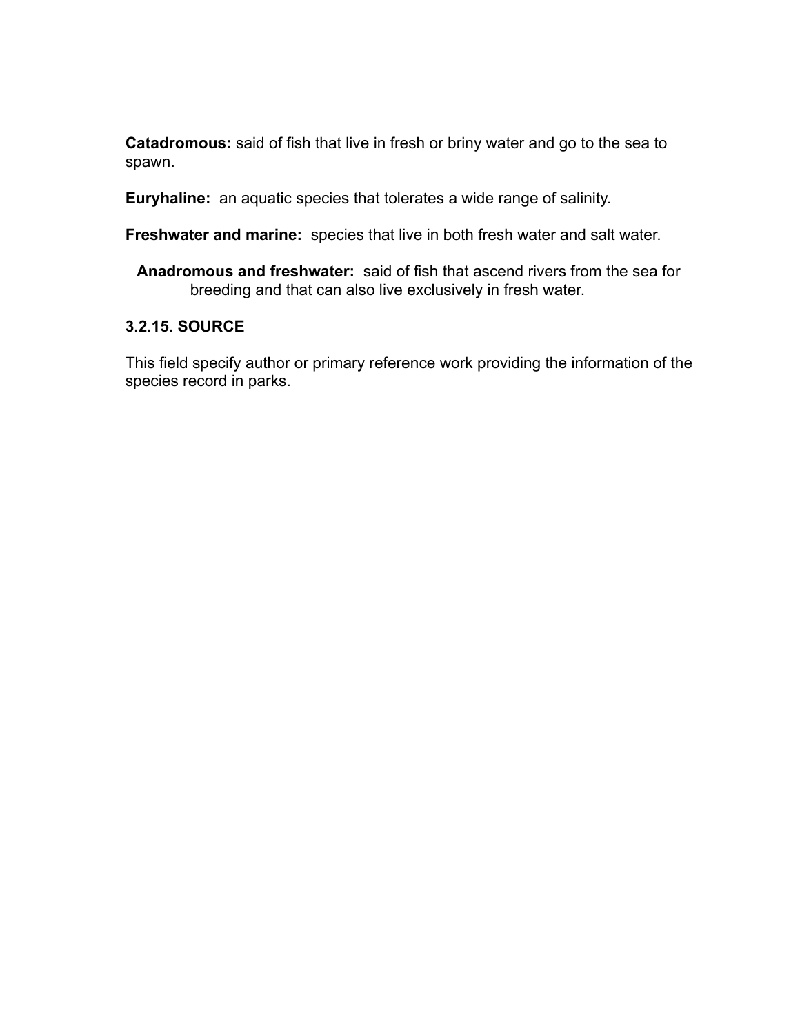**Catadromous:** said of fish that live in fresh or briny water and go to the sea to spawn.

**Euryhaline:** an aquatic species that tolerates a wide range of salinity.

**Freshwater and marine:** species that live in both fresh water and salt water.

**Anadromous and freshwater:** said of fish that ascend rivers from the sea for breeding and that can also live exclusively in fresh water.

### 3.2.15. SOURCE

This field specify author or primary reference work providing the information of the species record in parks.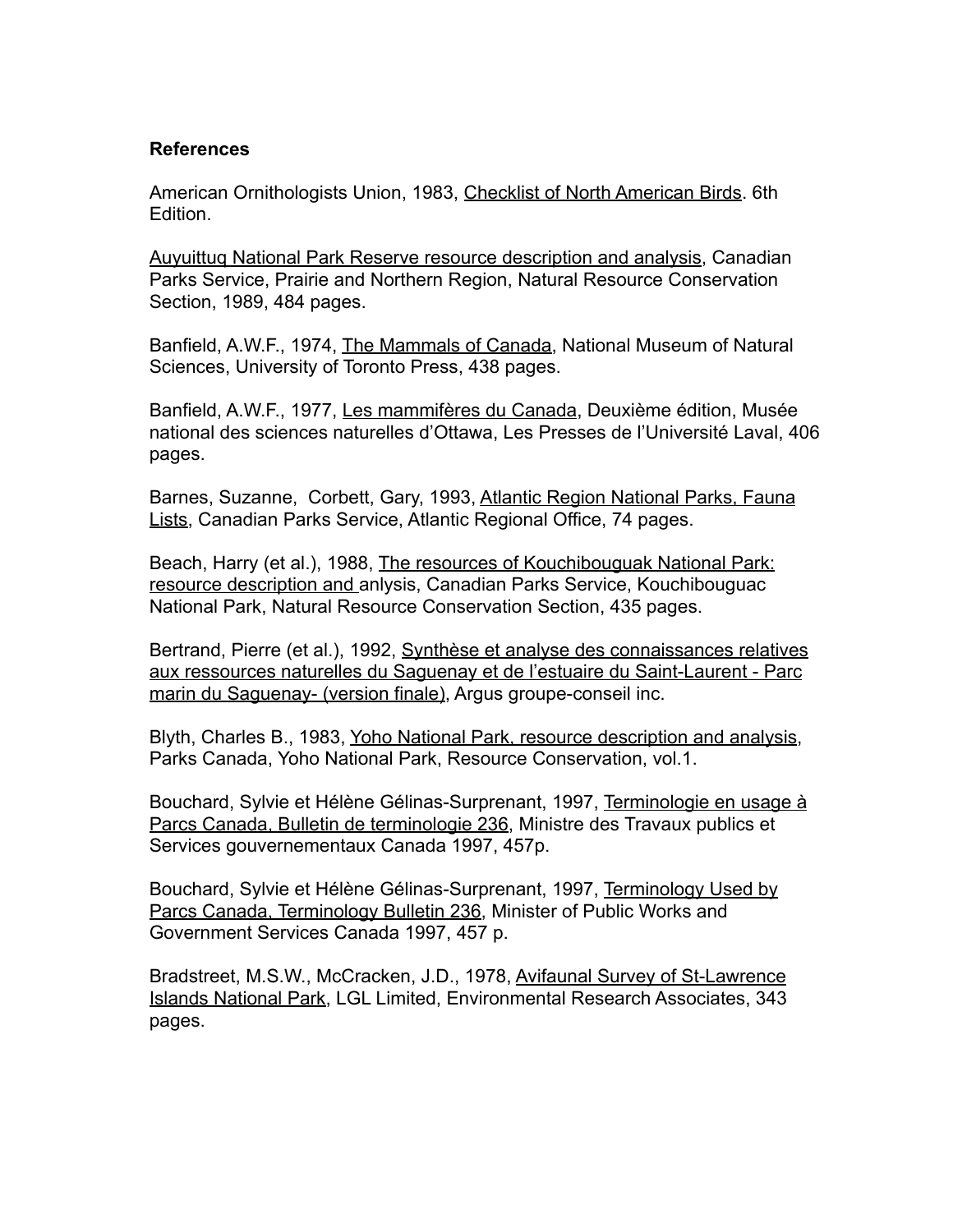**References**

American Ornithologists Union, 1983, Checklist of North American Birds. 6th Edition.

Auyuittuq National Park Reserve resource description and analysis, Canadian Parks Service, Prairie and Northern Region, Natural Resource Conservation Section, 1989, 484 pages.

Banfield, A.W.F., 1974, The Mammals of Canada, National Museum of Natural Sciences, University of Toronto Press, 438 pages.

Banfield, A.W.F., 1977, Les mammifères du Canada, Deuxième édition, Musée national des sciences naturelles d'Ottawa, Les Presses de l'Université Laval, 406 pages.

Barnes, Suzanne, Corbett, Gary, 1993, Atlantic Region National Parks, Fauna Lists, Canadian Parks Service, Atlantic Regional Office, 74 pages.

Beach, Harry (et al.), 1988, The resources of Kouchibouguak National Park: resource description and anlysis, Canadian Parks Service, Kouchibouguac National Park, Natural Resource Conservation Section, 435 pages.

Bertrand, Pierre (et al.), 1992, Synthèse et analyse des connaissances relatives aux ressources naturelles du Saguenay et de l'estuaire du Saint-Laurent - Parc marin du Saguenay- (version finale), Argus groupe-conseil inc.

Blyth, Charles B., 1983, Yoho National Park, resource description and analysis, Parks Canada, Yoho National Park, Resource Conservation, vol.1.

Bouchard, Sylvie et Hélène Gélinas-Surprenant, 1997, Terminologie en usage à Parcs Canada, Bulletin de terminologie 236, Ministre des Travaux publics et Services gouvernementaux Canada 1997, 457p.

Bouchard, Sylvie et Hélène Gélinas-Surprenant, 1997, Terminology Used by Parcs Canada, Terminology Bulletin 236, Minister of Public Works and Government Services Canada 1997, 457 p.

Bradstreet, M.S.W., McCracken, J.D., 1978, Avifaunal Survey of St-Lawrence Islands National Park, LGL Limited, Environmental Research Associates, 343 pages.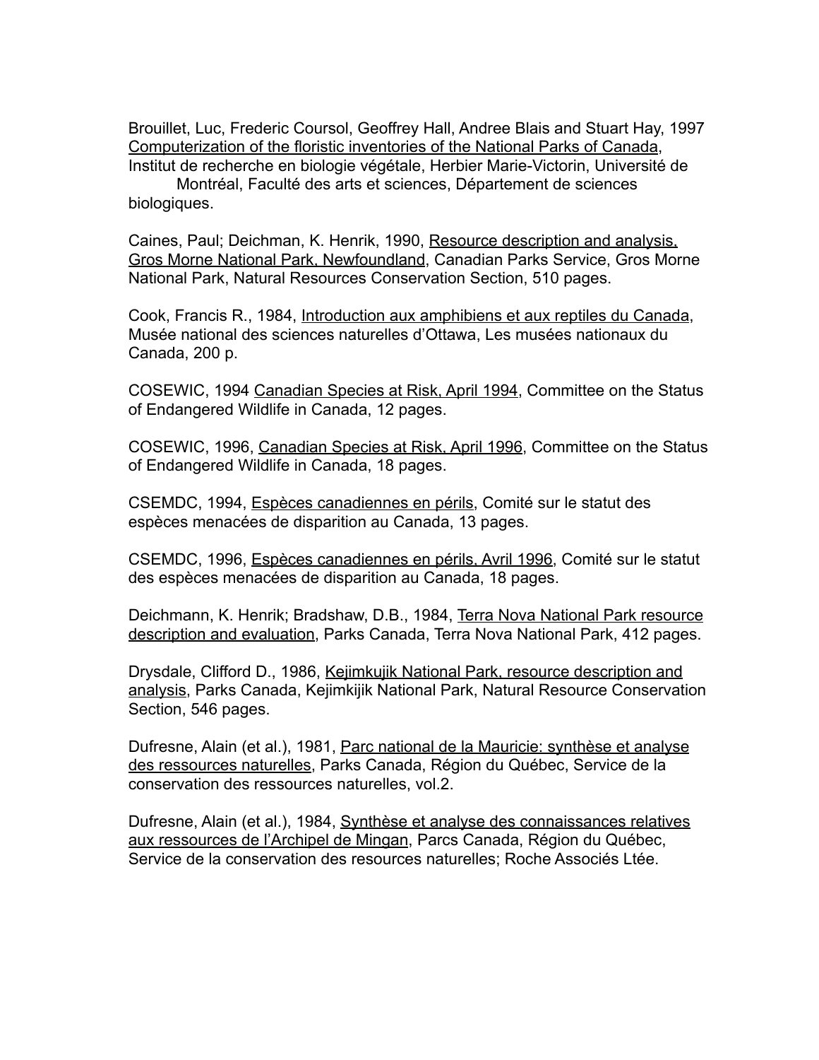Brouillet, Luc, Frederic Coursol, Geoffrey Hall, Andree Blais and Stuart Hay, 1997 Computerization of the floristic inventories of the National Parks of Canada, Institut de recherche en biologie végétale, Herbier Marie-Victorin, Université de Montréal, Faculté des arts et sciences, Département de sciences biologiques.

Caines, Paul; Deichman, K. Henrik, 1990, Resource description and analysis, Gros Morne National Park, Newfoundland, Canadian Parks Service, Gros Morne National Park, Natural Resources Conservation Section, 510 pages.

Cook, Francis R., 1984, Introduction aux amphibiens et aux reptiles du Canada, Musée national des sciences naturelles d'Ottawa, Les musées nationaux du Canada, 200 p.

COSEWIC, 1994 Canadian Species at Risk, April 1994, Committee on the Status of Endangered Wildlife in Canada, 12 pages.

COSEWIC, 1996, Canadian Species at Risk, April 1996, Committee on the Status of Endangered Wildlife in Canada, 18 pages.

CSEMDC, 1994, Espèces canadiennes en périls, Comité sur le statut des espèces menacées de disparition au Canada, 13 pages.

CSEMDC, 1996, Espèces canadiennes en périls, Avril 1996, Comité sur le statut des espèces menacées de disparition au Canada, 18 pages.

Deichmann, K. Henrik; Bradshaw, D.B., 1984, Terra Nova National Park resource description and evaluation, Parks Canada, Terra Nova National Park, 412 pages.

Drysdale, Clifford D., 1986, Kejimkujik National Park, resource description and analysis, Parks Canada, Kejimkijik National Park, Natural Resource Conservation Section, 546 pages.

Dufresne, Alain (et al.), 1981, Parc national de la Mauricie: synthèse et analyse des ressources naturelles, Parks Canada, Région du Québec, Service de la conservation des ressources naturelles, vol.2.

Dufresne, Alain (et al.), 1984, Synthèse et analyse des connaissances relatives aux ressources de l'Archipel de Mingan, Parcs Canada, Région du Québec, Service de la conservation des resources naturelles; Roche Associés Ltée.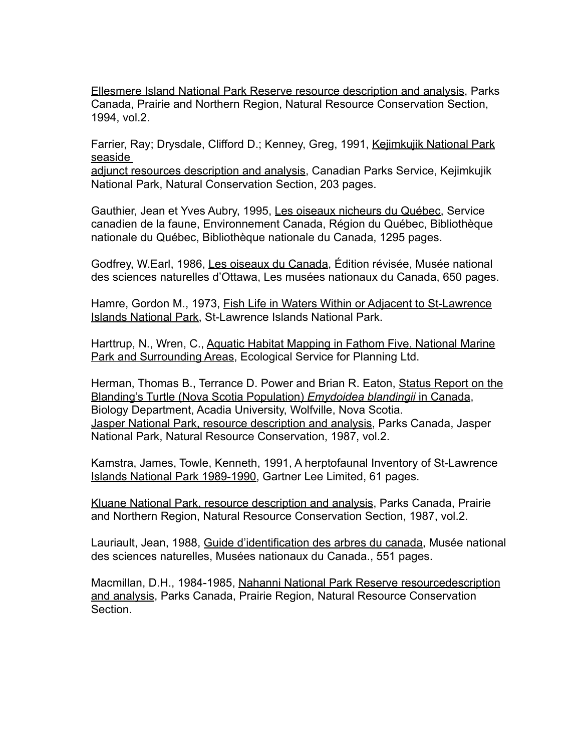Ellesmere Island National Park Reserve resource description and analysis, Parks Canada, Prairie and Northern Region, Natural Resource Conservation Section, 1994, vol.2.

Farrier, Ray; Drysdale, Clifford D.; Kenney, Greg, 1991, Kejimkujik National Park seaside adjunct resources description and analysis, Canadian Parks Service, Kejimkujik National Park, Natural Conservation Section, 203 pages.

Gauthier, Jean et Yves Aubry, 1995, Les oiseaux nicheurs du Québec, Service canadien de la faune, Environnement Canada, Région du Québec, Bibliothèque nationale du Québec, Bibliothèque nationale du Canada, 1295 pages.

Godfrey, W.Earl, 1986, Les oiseaux du Canada, Édition révisée, Musée national des sciences naturelles d'Ottawa, Les musées nationaux du Canada, 650 pages.

Hamre, Gordon M., 1973, Fish Life in Waters Within or Adjacent to St-Lawrence Islands National Park, St-Lawrence Islands National Park.

Harttrup, N., Wren, C., Aquatic Habitat Mapping in Fathom Five, National Marine Park and Surrounding Areas, Ecological Service for Planning Ltd.

Herman, Thomas B., Terrance D. Power and Brian R. Eaton, Status Report on the Blanding's Turtle (Nova Scotia Population) *Emydoidea blandingii* in Canada, Biology Department, Acadia University, Wolfville, Nova Scotia.
Jasper National Park, resource description and analysis, Parks Canada, Jasper National Park, Natural Resource Conservation, 1987, vol.2.

Kamstra, James, Towle, Kenneth, 1991, A herptofaunal Inventory of St-Lawrence Islands National Park 1989-1990, Gartner Lee Limited, 61 pages.

Kluane National Park, resource description and analysis, Parks Canada, Prairie and Northern Region, Natural Resource Conservation Section, 1987, vol.2.

Lauriault, Jean, 1988, Guide d'identification des arbres du canada, Musée national des sciences naturelles, Musées nationaux du Canada., 551 pages.

Macmillan, D.H., 1984-1985, Nahanni National Park Reserve resourcedescription and analysis, Parks Canada, Prairie Region, Natural Resource Conservation Section.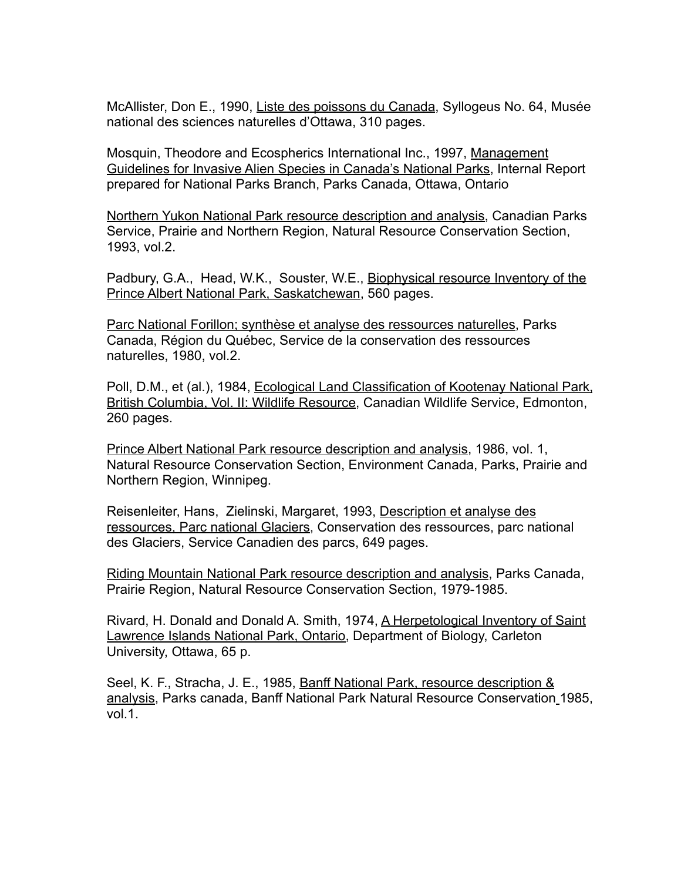McAllister, Don E., 1990, Liste des poissons du Canada, Syllogeus No. 64, Musée national des sciences naturelles d'Ottawa, 310 pages.

Mosquin, Theodore and Ecospherics International Inc., 1997, Management Guidelines for Invasive Alien Species in Canada's National Parks, Internal Report prepared for National Parks Branch, Parks Canada, Ottawa, Ontario

Northern Yukon National Park resource description and analysis, Canadian Parks Service, Prairie and Northern Region, Natural Resource Conservation Section, 1993, vol.2.

Padbury, G.A., Head, W.K., Souster, W.E., Biophysical resource Inventory of the Prince Albert National Park, Saskatchewan, 560 pages.

Parc National Forillon; synthèse et analyse des ressources naturelles, Parks Canada, Région du Québec, Service de la conservation des ressources naturelles, 1980, vol.2.

Poll, D.M., et (al.), 1984, Ecological Land Classification of Kootenay National Park, British Columbia, Vol. II: Wildlife Resource, Canadian Wildlife Service, Edmonton, 260 pages.

Prince Albert National Park resource description and analysis, 1986, vol. 1, Natural Resource Conservation Section, Environment Canada, Parks, Prairie and Northern Region, Winnipeg.

Reisenleiter, Hans, Zielinski, Margaret, 1993, Description et analyse des ressources, Parc national Glaciers, Conservation des ressources, parc national des Glaciers, Service Canadien des parcs, 649 pages.

Riding Mountain National Park resource description and analysis, Parks Canada, Prairie Region, Natural Resource Conservation Section, 1979-1985.

Rivard, H. Donald and Donald A. Smith, 1974, A Herpetological Inventory of Saint Lawrence Islands National Park, Ontario, Department of Biology, Carleton University, Ottawa, 65 p.

Seel, K. F., Stracha, J. E., 1985, Banff National Park, resource description & analysis, Parks canada, Banff National Park Natural Resource Conservation 1985, vol.1.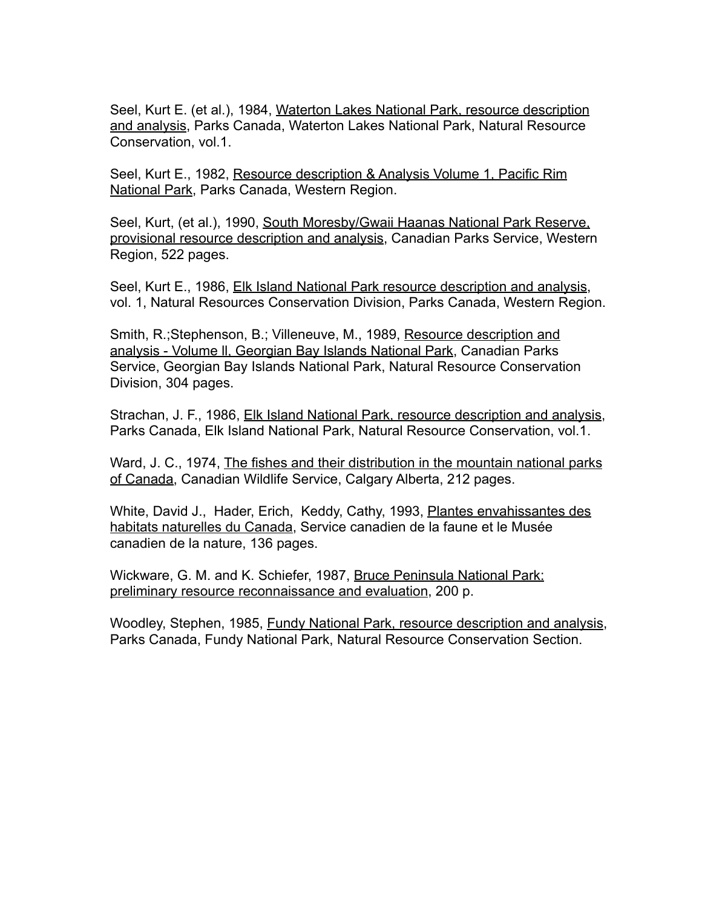Seel, Kurt E. (et al.), 1984, Waterton Lakes National Park, resource description and analysis, Parks Canada, Waterton Lakes National Park, Natural Resource Conservation, vol.1.

Seel, Kurt E., 1982, Resource description & Analysis Volume 1, Pacific Rim National Park, Parks Canada, Western Region.

Seel, Kurt, (et al.), 1990, South Moresby/Gwaii Haanas National Park Reserve, provisional resource description and analysis, Canadian Parks Service, Western Region, 522 pages.

Seel, Kurt E., 1986, Elk Island National Park resource description and analysis, vol. 1, Natural Resources Conservation Division, Parks Canada, Western Region.

Smith, R.;Stephenson, B.; Villeneuve, M., 1989, Resource description and analysis - Volume ll, Georgian Bay Islands National Park, Canadian Parks Service, Georgian Bay Islands National Park, Natural Resource Conservation Division, 304 pages.

Strachan, J. F., 1986, Elk Island National Park, resource description and analysis, Parks Canada, Elk Island National Park, Natural Resource Conservation, vol.1.

Ward, J. C., 1974, The fishes and their distribution in the mountain national parks of Canada, Canadian Wildlife Service, Calgary Alberta, 212 pages.

White, David J., Hader, Erich, Keddy, Cathy, 1993, Plantes envahissantes des habitats naturelles du Canada, Service canadien de la faune et le Musée canadien de la nature, 136 pages.

Wickware, G. M. and K. Schiefer, 1987, Bruce Peninsula National Park: preliminary resource reconnaissance and evaluation, 200 p.

Woodley, Stephen, 1985, Fundy National Park, resource description and analysis, Parks Canada, Fundy National Park, Natural Resource Conservation Section.